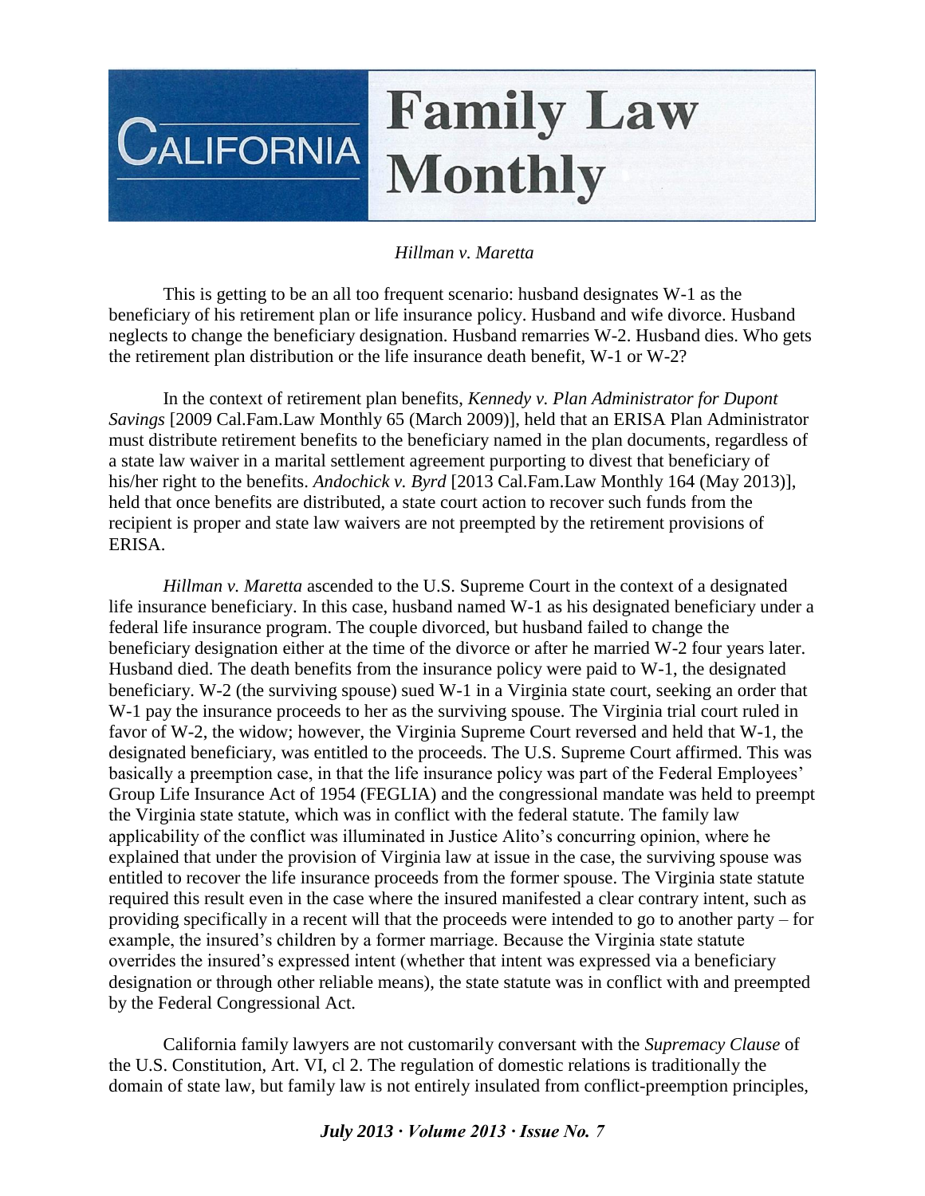# California Family Law Monthly

*Hillman v. Maretta*

This is getting to be an all too frequent scenario: husband designates W-1 as the beneficiary of his retirement plan or life insurance policy. Husband and wife divorce. Husband neglects to change the beneficiary designation. Husband remarries W-2. Husband dies. Who gets the retirement plan distribution or the life insurance death benefit, W-1 or W-2?

In the context of retirement plan benefits, *Kennedy v. Plan Administrator for Dupont Savings* [2009 Cal.Fam.Law Monthly 65 (March 2009)], held that an ERISA Plan Administrator must distribute retirement benefits to the beneficiary named in the plan documents, regardless of a state law waiver in a marital settlement agreement purporting to divest that beneficiary of his/her right to the benefits. *Andochick v. Byrd* [2013 Cal.Fam.Law Monthly 164 (May 2013)], held that once benefits are distributed, a state court action to recover such funds from the recipient is proper and state law waivers are not preempted by the retirement provisions of ERISA.

*Hillman v. Maretta* ascended to the U.S. Supreme Court in the context of a designated life insurance beneficiary. In this case, husband named W-1 as his designated beneficiary under a federal life insurance program. The couple divorced, but husband failed to change the beneficiary designation either at the time of the divorce or after he married W-2 four years later. Husband died. The death benefits from the insurance policy were paid to W-1, the designated beneficiary. W-2 (the surviving spouse) sued W-1 in a Virginia state court, seeking an order that W-1 pay the insurance proceeds to her as the surviving spouse. The Virginia trial court ruled in favor of W-2, the widow; however, the Virginia Supreme Court reversed and held that W-1, the designated beneficiary, was entitled to the proceeds. The U.S. Supreme Court affirmed. This was basically a preemption case, in that the life insurance policy was part of the Federal Employees' Group Life Insurance Act of 1954 (FEGLIA) and the congressional mandate was held to preempt the Virginia state statute, which was in conflict with the federal statute. The family law applicability of the conflict was illuminated in Justice Alito's concurring opinion, where he explained that under the provision of Virginia law at issue in the case, the surviving spouse was entitled to recover the life insurance proceeds from the former spouse. The Virginia state statute required this result even in the case where the insured manifested a clear contrary intent, such as providing specifically in a recent will that the proceeds were intended to go to another party – for example, the insured's children by a former marriage. Because the Virginia state statute overrides the insured's expressed intent (whether that intent was expressed via a beneficiary designation or through other reliable means), the state statute was in conflict with and preempted by the Federal Congressional Act.

California family lawyers are not customarily conversant with the *Supremacy Clause* of the U.S. Constitution, Art. VI, cl 2. The regulation of domestic relations is traditionally the domain of state law, but family law is not entirely insulated from conflict-preemption principles,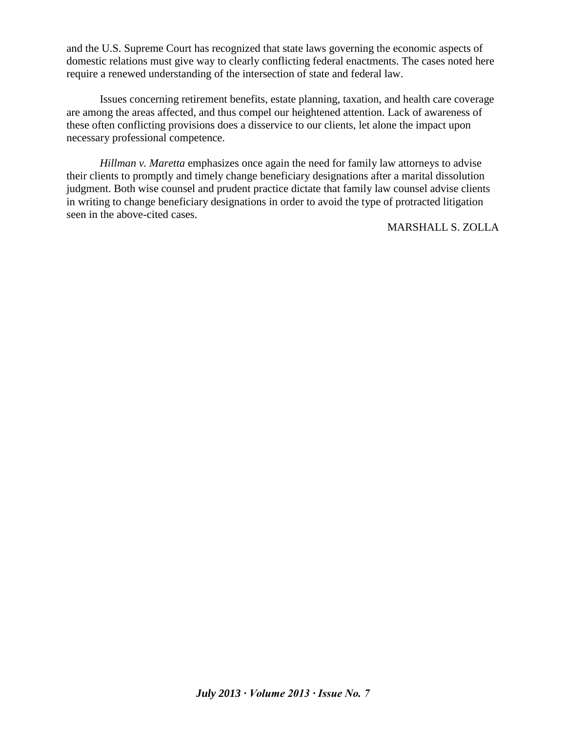and the U.S. Supreme Court has recognized that state laws governing the economic aspects of domestic relations must give way to clearly conflicting federal enactments. The cases noted here require a renewed understanding of the intersection of state and federal law.

Issues concerning retirement benefits, estate planning, taxation, and health care coverage are among the areas affected, and thus compel our heightened attention. Lack of awareness of these often conflicting provisions does a disservice to our clients, let alone the impact upon necessary professional competence.

*Hillman v. Maretta* emphasizes once again the need for family law attorneys to advise their clients to promptly and timely change beneficiary designations after a marital dissolution judgment. Both wise counsel and prudent practice dictate that family law counsel advise clients in writing to change beneficiary designations in order to avoid the type of protracted litigation seen in the above-cited cases.

MARSHALL S. ZOLLA